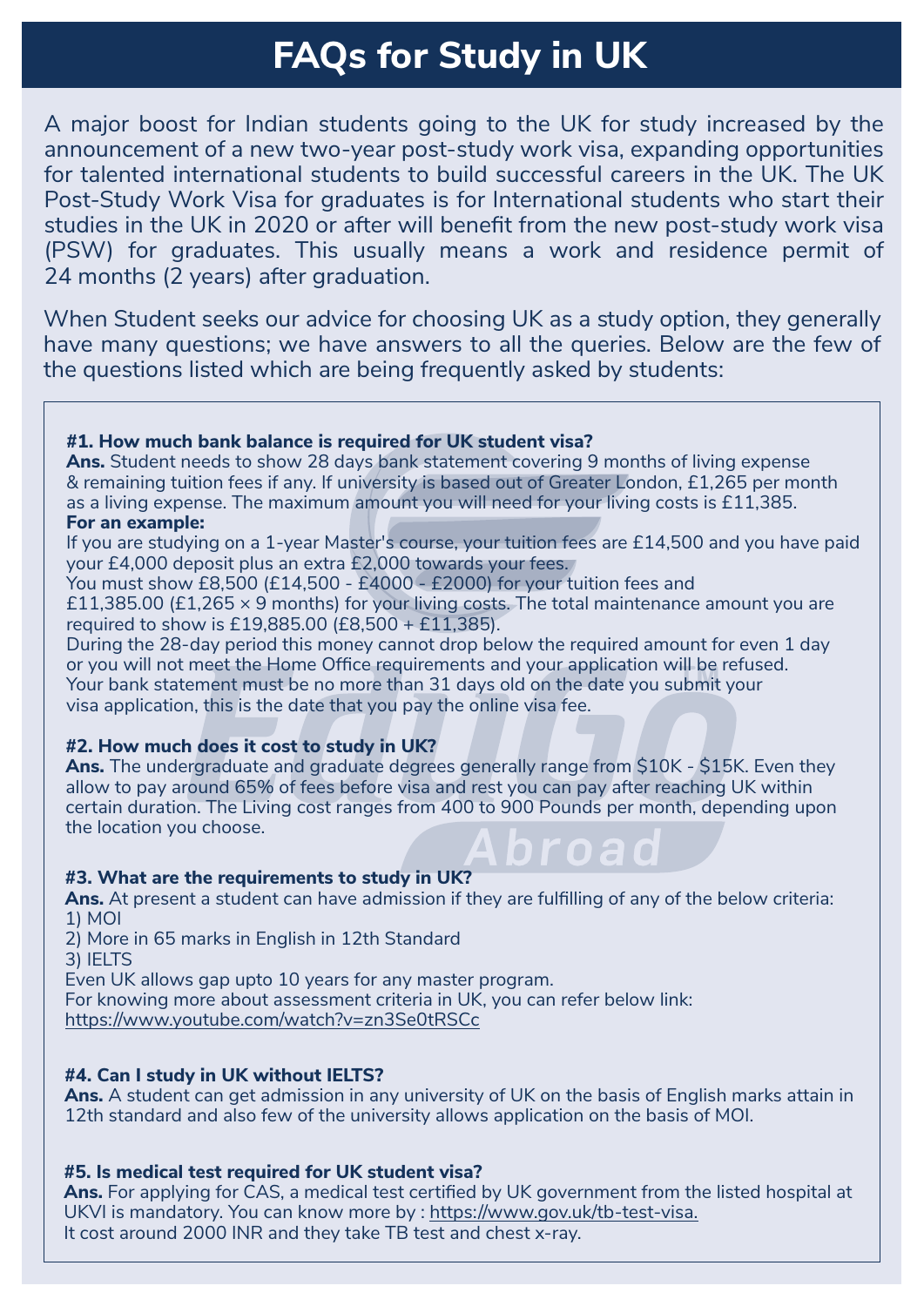# FAQs for Study in UK

A major boost for Indian students going to the UK for study increased by the announcement of a new two-year post-study work visa, expanding opportunities for talented international students to build successful careers in the UK. The UK Post-Study Work Visa for graduates is for International students who start their studies in the UK in 2020 or after will benefit from the new post-study work visa (PSW) for graduates. This usually means a work and residence permit of 24 months (2 years) after graduation.

When Student seeks our advice for choosing UK as a study option, they generally have many questions; we have answers to all the queries. Below are the few of the questions listed which are being frequently asked by students:

**#1. How much bank balance is required for UK student visa?**

**Ans.** Student needs to show 28 days bank statement covering 9 months of living expense & remaining tuition fees if any. If university is based out of Greater London, £1,265 per month as a living expense. The maximum amount you will need for your living costs is £11,385.

**For an example:**

If you are studying on a 1-year Master's course, your tuition fees are £14,500 and you have paid your £4,000 deposit plus an extra £2,000 towards your fees.

You must show £8,500 (£14,500 - £4000 - £2000) for your tuition fees and £11,385.00 (£1,265 × 9 months) for your living costs. The total maintenance amount you are required to show is £19,885.00 (£8,500 + £11,385).

During the 28-day period this money cannot drop below the required amount for even 1 day or you will not meet the Home Office requirements and your application will be refused. Your bank statement must be no more than 31 days old on the date you submit your visa application, this is the date that you pay the online visa fee.

**#2. How much does it cost to study in UK?**

**Ans.** The undergraduate and graduate degrees generally range from $10K - $15K. Even they allow to pay around 65% of fees before visa and rest you can pay after reaching UK within certain duration. The Living cost ranges from 400 to 900 Pounds per month, depending upon the location you choose.

**#3. What are the requirements to study in UK?**

**Ans.** At present a student can have admission if they are fulfilling of any of the below criteria:

1) MOI
2) More in 65 marks in English in 12th Standard
3) IELTS

Even UK allows gap upto 10 years for any master program.

For knowing more about assessment criteria in UK, you can refer below link:
https://www.youtube.com/watch?v=zn3Se0tRSCc

**#4. Can I study in UK without IELTS?**

**Ans.** A student can get admission in any university of UK on the basis of English marks attain in 12th standard and also few of the university allows application on the basis of MOI.

**#5. Is medical test required for UK student visa?**

**Ans.** For applying for CAS, a medical test certified by UK government from the listed hospital at UKVI is mandatory. You can know more by : https://www.gov.uk/tb-test-visa.

It cost around 2000 INR and they take TB test and chest x-ray.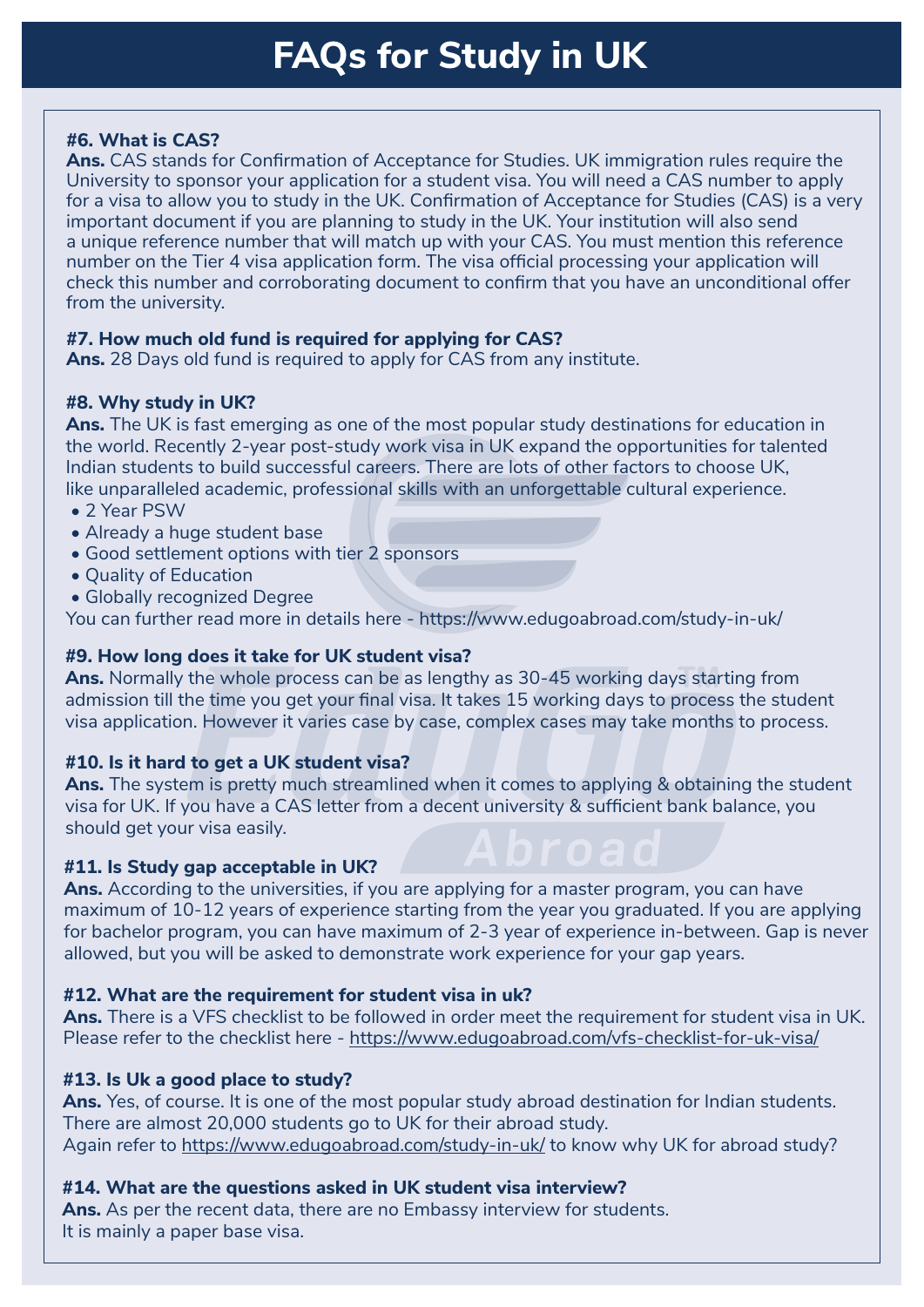# FAQs for Study in UK

**#6. What is CAS?**

**Ans.** CAS stands for Confirmation of Acceptance for Studies. UK immigration rules require the University to sponsor your application for a student visa. You will need a CAS number to apply for a visa to allow you to study in the UK. Confirmation of Acceptance for Studies (CAS) is a very important document if you are planning to study in the UK. Your institution will also send a unique reference number that will match up with your CAS. You must mention this reference number on the Tier 4 visa application form. The visa official processing your application will check this number and corroborating document to confirm that you have an unconditional offer from the university.

**#7. How much old fund is required for applying for CAS?**

**Ans.** 28 Days old fund is required to apply for CAS from any institute.

**#8. Why study in UK?**

**Ans.** The UK is fast emerging as one of the most popular study destinations for education in the world. Recently 2-year post-study work visa in UK expand the opportunities for talented Indian students to build successful careers. There are lots of other factors to choose UK, like unparalleled academic, professional skills with an unforgettable cultural experience.

- 2 Year PSW
- Already a huge student base
- Good settlement options with tier 2 sponsors
- Quality of Education
- Globally recognized Degree

You can further read more in details here - https://www.edugoabroad.com/study-in-uk/

**#9. How long does it take for UK student visa?**

**Ans.** Normally the whole process can be as lengthy as 30-45 working days starting from admission till the time you get your final visa. It takes 15 working days to process the student visa application. However it varies case by case, complex cases may take months to process.

**#10. Is it hard to get a UK student visa?**

**Ans.** The system is pretty much streamlined when it comes to applying & obtaining the student visa for UK. If you have a CAS letter from a decent university & sufficient bank balance, you should get your visa easily.

**#11. Is Study gap acceptable in UK?**

**Ans.** According to the universities, if you are applying for a master program, you can have maximum of 10-12 years of experience starting from the year you graduated. If you are applying for bachelor program, you can have maximum of 2-3 year of experience in-between. Gap is never allowed, but you will be asked to demonstrate work experience for your gap years.

**#12. What are the requirement for student visa in uk?**

**Ans.** There is a VFS checklist to be followed in order meet the requirement for student visa in UK. Please refer to the checklist here - https://www.edugoabroad.com/vfs-checklist-for-uk-visa/

**#13. Is Uk a good place to study?**

**Ans.** Yes, of course. It is one of the most popular study abroad destination for Indian students. There are almost 20,000 students go to UK for their abroad study.
Again refer to https://www.edugoabroad.com/study-in-uk/ to know why UK for abroad study?

**#14. What are the questions asked in UK student visa interview?**

**Ans.** As per the recent data, there are no Embassy interview for students.
It is mainly a paper base visa.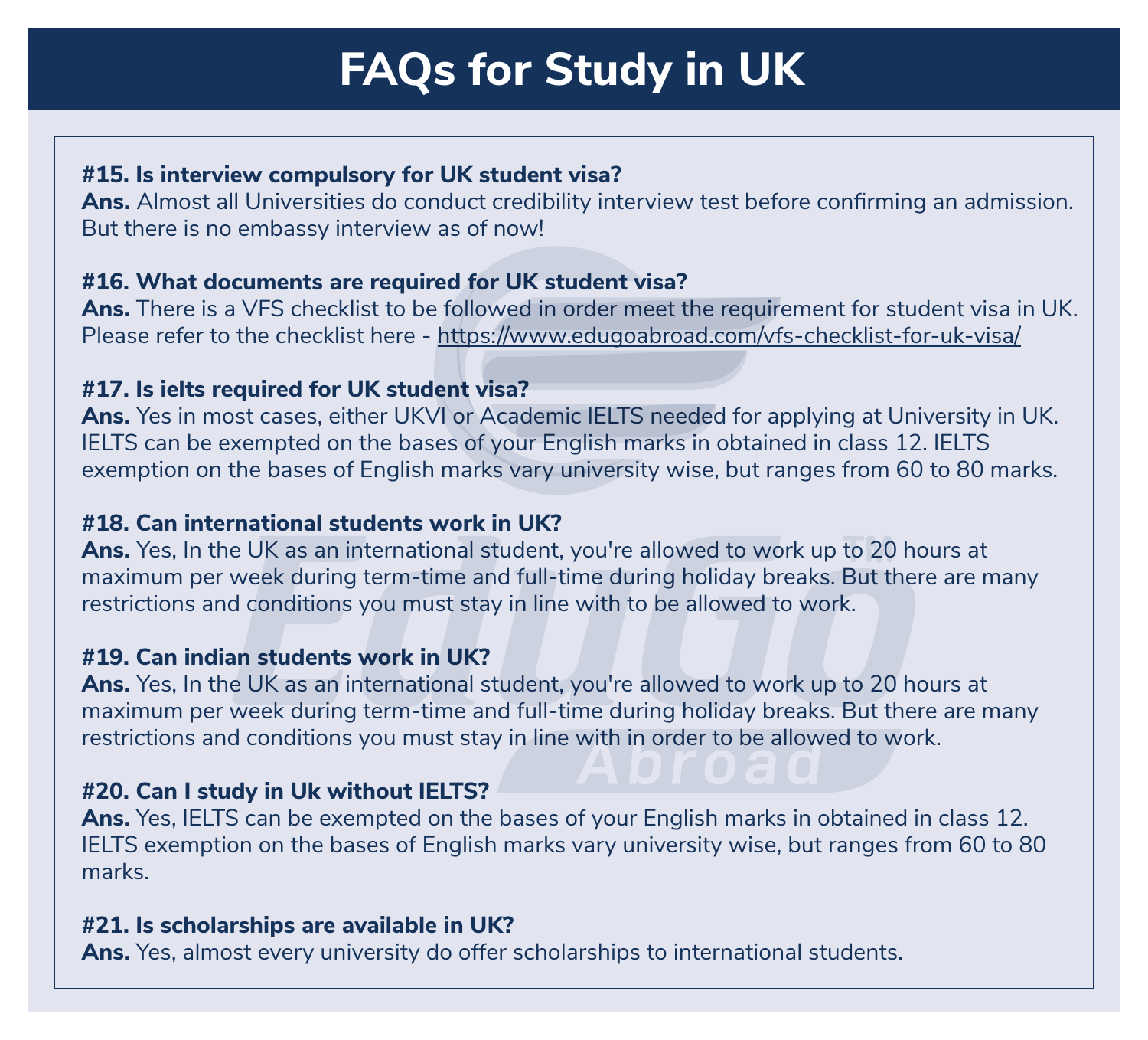# FAQs for Study in UK

**#15. Is interview compulsory for UK student visa?**
**Ans.** Almost all Universities do conduct credibility interview test before confirming an admission. But there is no embassy interview as of now!

**#16. What documents are required for UK student visa?**
**Ans.** There is a VFS checklist to be followed in order meet the requirement for student visa in UK. Please refer to the checklist here - https://www.edugoabroad.com/vfs-checklist-for-uk-visa/

**#17. Is ielts required for UK student visa?**
**Ans.** Yes in most cases, either UKVI or Academic IELTS needed for applying at University in UK. IELTS can be exempted on the bases of your English marks in obtained in class 12. IELTS exemption on the bases of English marks vary university wise, but ranges from 60 to 80 marks.

**#18. Can international students work in UK?**
**Ans.** Yes, In the UK as an international student, you're allowed to work up to 20 hours at maximum per week during term-time and full-time during holiday breaks. But there are many restrictions and conditions you must stay in line with to be allowed to work.

**#19. Can indian students work in UK?**
**Ans.** Yes, In the UK as an international student, you're allowed to work up to 20 hours at maximum per week during term-time and full-time during holiday breaks. But there are many restrictions and conditions you must stay in line with in order to be allowed to work.

**#20. Can I study in Uk without IELTS?**
**Ans.** Yes, IELTS can be exempted on the bases of your English marks in obtained in class 12. IELTS exemption on the bases of English marks vary university wise, but ranges from 60 to 80 marks.

**#21. Is scholarships are available in UK?**
**Ans.** Yes, almost every university do offer scholarships to international students.